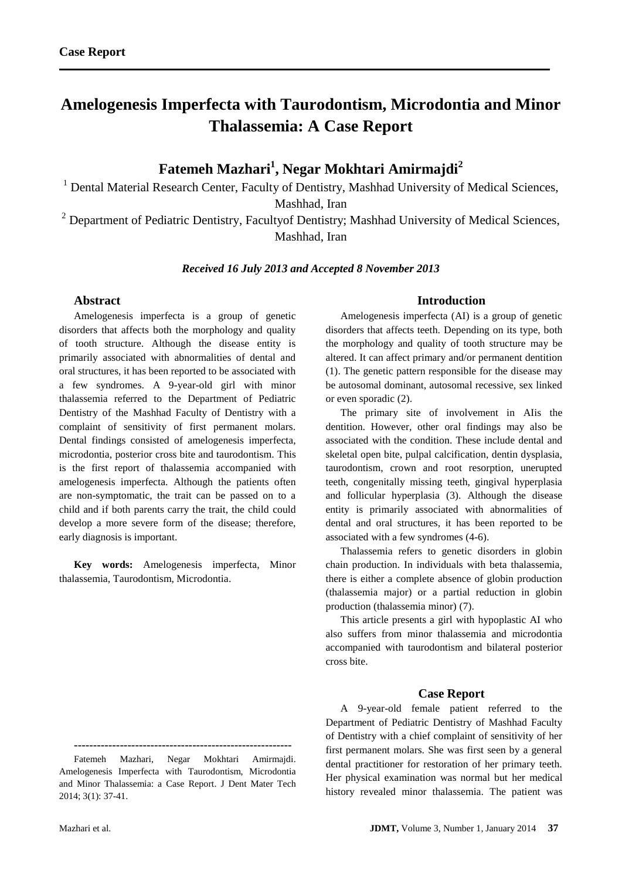**Case Report**

# Amelogenesis Imperfecta with Taurodontism, Microdontia and Minor Thalassemia: A Case Report

## Fatemeh Mazhari[1], Negar Mokhtari Amirmajdi[2]

[1] Dental Material Research Center, Faculty of Dentistry, Mashhad University of Medical Sciences, Mashhad, Iran

[2] Department of Pediatric Dentistry, Facultyof Dentistry; Mashhad University of Medical Sciences, Mashhad, Iran

***Received 16 July 2013 and Accepted 8 November 2013***

### Abstract

Amelogenesis imperfecta is a group of genetic disorders that affects both the morphology and quality of tooth structure. Although the disease entity is primarily associated with abnormalities of dental and oral structures, it has been reported to be associated with a few syndromes. A 9-year-old girl with minor thalassemia referred to the Department of Pediatric Dentistry of the Mashhad Faculty of Dentistry with a complaint of sensitivity of first permanent molars. Dental findings consisted of amelogenesis imperfecta, microdontia, posterior cross bite and taurodontism. This is the first report of thalassemia accompanied with amelogenesis imperfecta. Although the patients often are non-symptomatic, the trait can be passed on to a child and if both parents carry the trait, the child could develop a more severe form of the disease; therefore, early diagnosis is important.

**Key words:** Amelogenesis imperfecta, Minor thalassemia, Taurodontism, Microdontia.

---

Fatemeh Mazhari, Negar Mokhtari Amirmajdi. Amelogenesis Imperfecta with Taurodontism, Microdontia and Minor Thalassemia: a Case Report. J Dent Mater Tech 2014; 3(1): 37-41.

### Introduction

Amelogenesis imperfecta (AI) is a group of genetic disorders that affects teeth. Depending on its type, both the morphology and quality of tooth structure may be altered. It can affect primary and/or permanent dentition (1). The genetic pattern responsible for the disease may be autosomal dominant, autosomal recessive, sex linked or even sporadic (2).

The primary site of involvement in AIis the dentition. However, other oral findings may also be associated with the condition. These include dental and skeletal open bite, pulpal calcification, dentin dysplasia, taurodontism, crown and root resorption, unerupted teeth, congenitally missing teeth, gingival hyperplasia and follicular hyperplasia (3). Although the disease entity is primarily associated with abnormalities of dental and oral structures, it has been reported to be associated with a few syndromes (4-6).

Thalassemia refers to genetic disorders in globin chain production. In individuals with beta thalassemia, there is either a complete absence of globin production (thalassemia major) or a partial reduction in globin production (thalassemia minor) (7).

This article presents a girl with hypoplastic AI who also suffers from minor thalassemia and microdontia accompanied with taurodontism and bilateral posterior cross bite.

### Case Report

A 9-year-old female patient referred to the Department of Pediatric Dentistry of Mashhad Faculty of Dentistry with a chief complaint of sensitivity of her first permanent molars. She was first seen by a general dental practitioner for restoration of her primary teeth. Her physical examination was normal but her medical history revealed minor thalassemia. The patient was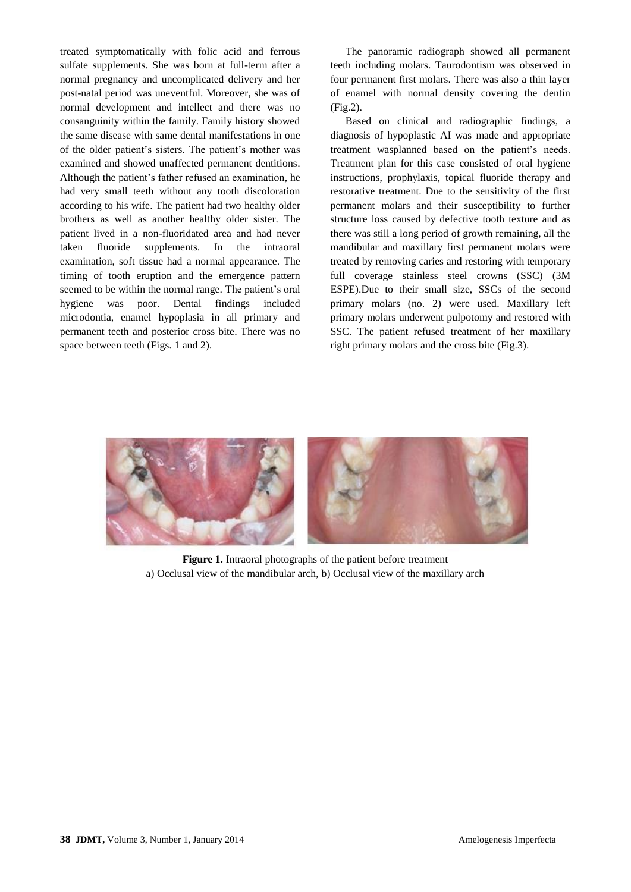treated symptomatically with folic acid and ferrous sulfate supplements. She was born at full-term after a normal pregnancy and uncomplicated delivery and her post-natal period was uneventful. Moreover, she was of normal development and intellect and there was no consanguinity within the family. Family history showed the same disease with same dental manifestations in one of the older patient's sisters. The patient's mother was examined and showed unaffected permanent dentitions. Although the patient's father refused an examination, he had very small teeth without any tooth discoloration according to his wife. The patient had two healthy older brothers as well as another healthy older sister. The patient lived in a non-fluoridated area and had never taken fluoride supplements. In the intraoral examination, soft tissue had a normal appearance. The timing of tooth eruption and the emergence pattern seemed to be within the normal range. The patient's oral hygiene was poor. Dental findings included microdontia, enamel hypoplasia in all primary and permanent teeth and posterior cross bite. There was no space between teeth (Figs. 1 and 2).

The panoramic radiograph showed all permanent teeth including molars. Taurodontism was observed in four permanent first molars. There was also a thin layer of enamel with normal density covering the dentin (Fig.2).

Based on clinical and radiographic findings, a diagnosis of hypoplastic AI was made and appropriate treatment wasplanned based on the patient's needs. Treatment plan for this case consisted of oral hygiene instructions, prophylaxis, topical fluoride therapy and restorative treatment. Due to the sensitivity of the first permanent molars and their susceptibility to further structure loss caused by defective tooth texture and as there was still a long period of growth remaining, all the mandibular and maxillary first permanent molars were treated by removing caries and restoring with temporary full coverage stainless steel crowns (SSC) (3M ESPE).Due to their small size, SSCs of the second primary molars (no. 2) were used. Maxillary left primary molars underwent pulpotomy and restored with SSC. The patient refused treatment of her maxillary right primary molars and the cross bite (Fig.3).

**Figure 1.** Intraoral photographs of the patient before treatment
a) Occlusal view of the mandibular arch, b) Occlusal view of the maxillary arch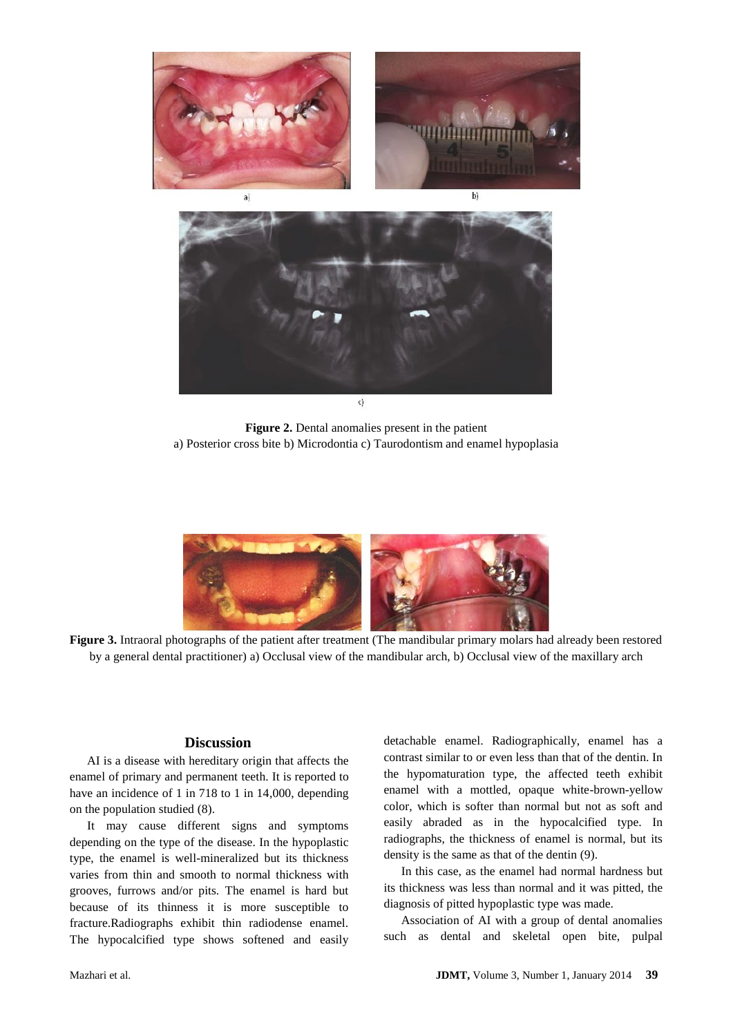Figure 2. Dental anomalies present in the patient
a) Posterior cross bite b) Microdontia c) Taurodontism and enamel hypoplasia

Figure 3. Intraoral photographs of the patient after treatment (The mandibular primary molars had already been restored by a general dental practitioner) a) Occlusal view of the mandibular arch, b) Occlusal view of the maxillary arch

## Discussion

AI is a disease with hereditary origin that affects the enamel of primary and permanent teeth. It is reported to have an incidence of 1 in 718 to 1 in 14,000, depending on the population studied (8).

It may cause different signs and symptoms depending on the type of the disease. In the hypoplastic type, the enamel is well-mineralized but its thickness varies from thin and smooth to normal thickness with grooves, furrows and/or pits. The enamel is hard but because of its thinness it is more susceptible to fracture.Radiographs exhibit thin radiodense enamel. The hypocalcified type shows softened and easily detachable enamel. Radiographically, enamel has a contrast similar to or even less than that of the dentin. In the hypomaturation type, the affected teeth exhibit enamel with a mottled, opaque white-brown-yellow color, which is softer than normal but not as soft and easily abraded as in the hypocalcified type. In radiographs, the thickness of enamel is normal, but its density is the same as that of the dentin (9).

In this case, as the enamel had normal hardness but its thickness was less than normal and it was pitted, the diagnosis of pitted hypoplastic type was made.

Association of AI with a group of dental anomalies such as dental and skeletal open bite, pulpal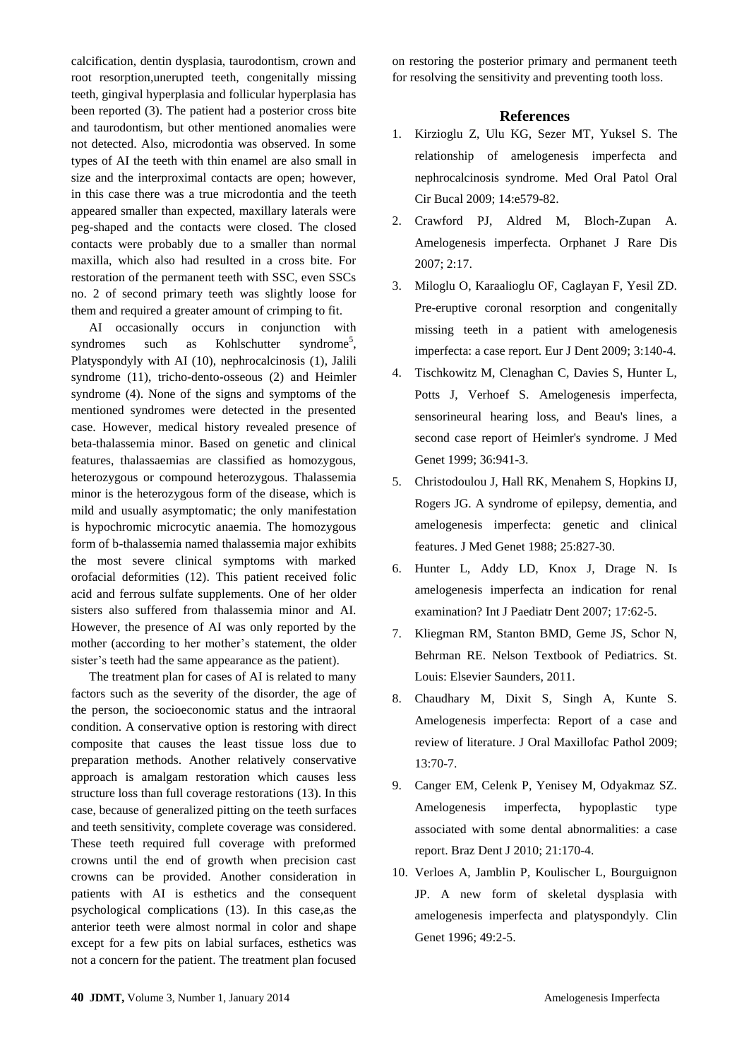calcification, dentin dysplasia, taurodontism, crown and root resorption,unerupted teeth, congenitally missing teeth, gingival hyperplasia and follicular hyperplasia has been reported (3). The patient had a posterior cross bite and taurodontism, but other mentioned anomalies were not detected. Also, microdontia was observed. In some types of AI the teeth with thin enamel are also small in size and the interproximal contacts are open; however, in this case there was a true microdontia and the teeth appeared smaller than expected, maxillary laterals were peg-shaped and the contacts were closed. The closed contacts were probably due to a smaller than normal maxilla, which also had resulted in a cross bite. For restoration of the permanent teeth with SSC, even SSCs no. 2 of second primary teeth was slightly loose for them and required a greater amount of crimping to fit.

AI occasionally occurs in conjunction with syndromes such as Kohlschutter syndrome[5], Platyspondyly with AI (10), nephrocalcinosis (1), Jalili syndrome (11), tricho-dento-osseous (2) and Heimler syndrome (4). None of the signs and symptoms of the mentioned syndromes were detected in the presented case. However, medical history revealed presence of beta-thalassemia minor. Based on genetic and clinical features, thalassaemias are classified as homozygous, heterozygous or compound heterozygous. Thalassemia minor is the heterozygous form of the disease, which is mild and usually asymptomatic; the only manifestation is hypochromic microcytic anaemia. The homozygous form of b-thalassemia named thalassemia major exhibits the most severe clinical symptoms with marked orofacial deformities (12). This patient received folic acid and ferrous sulfate supplements. One of her older sisters also suffered from thalassemia minor and AI. However, the presence of AI was only reported by the mother (according to her mother's statement, the older sister's teeth had the same appearance as the patient).

The treatment plan for cases of AI is related to many factors such as the severity of the disorder, the age of the person, the socioeconomic status and the intraoral condition. A conservative option is restoring with direct composite that causes the least tissue loss due to preparation methods. Another relatively conservative approach is amalgam restoration which causes less structure loss than full coverage restorations (13). In this case, because of generalized pitting on the teeth surfaces and teeth sensitivity, complete coverage was considered. These teeth required full coverage with preformed crowns until the end of growth when precision cast crowns can be provided. Another consideration in patients with AI is esthetics and the consequent psychological complications (13). In this case,as the anterior teeth were almost normal in color and shape except for a few pits on labial surfaces, esthetics was not a concern for the patient. The treatment plan focused on restoring the posterior primary and permanent teeth for resolving the sensitivity and preventing tooth loss.

## References

1. Kirzioglu Z, Ulu KG, Sezer MT, Yuksel S. The relationship of amelogenesis imperfecta and nephrocalcinosis syndrome. Med Oral Patol Oral Cir Bucal 2009; 14:e579-82.
2. Crawford PJ, Aldred M, Bloch-Zupan A. Amelogenesis imperfecta. Orphanet J Rare Dis 2007; 2:17.
3. Miloglu O, Karaalioglu OF, Caglayan F, Yesil ZD. Pre-eruptive coronal resorption and congenitally missing teeth in a patient with amelogenesis imperfecta: a case report. Eur J Dent 2009; 3:140-4.
4. Tischkowitz M, Clenaghan C, Davies S, Hunter L, Potts J, Verhoef S. Amelogenesis imperfecta, sensorineural hearing loss, and Beau's lines, a second case report of Heimler's syndrome. J Med Genet 1999; 36:941-3.
5. Christodoulou J, Hall RK, Menahem S, Hopkins IJ, Rogers JG. A syndrome of epilepsy, dementia, and amelogenesis imperfecta: genetic and clinical features. J Med Genet 1988; 25:827-30.
6. Hunter L, Addy LD, Knox J, Drage N. Is amelogenesis imperfecta an indication for renal examination? Int J Paediatr Dent 2007; 17:62-5.
7. Kliegman RM, Stanton BMD, Geme JS, Schor N, Behrman RE. Nelson Textbook of Pediatrics. St. Louis: Elsevier Saunders, 2011.
8. Chaudhary M, Dixit S, Singh A, Kunte S. Amelogenesis imperfecta: Report of a case and review of literature. J Oral Maxillofac Pathol 2009; 13:70-7.
9. Canger EM, Celenk P, Yenisey M, Odyakmaz SZ. Amelogenesis imperfecta, hypoplastic type associated with some dental abnormalities: a case report. Braz Dent J 2010; 21:170-4.
10. Verloes A, Jamblin P, Koulischer L, Bourguignon JP. A new form of skeletal dysplasia with amelogenesis imperfecta and platyspondyly. Clin Genet 1996; 49:2-5.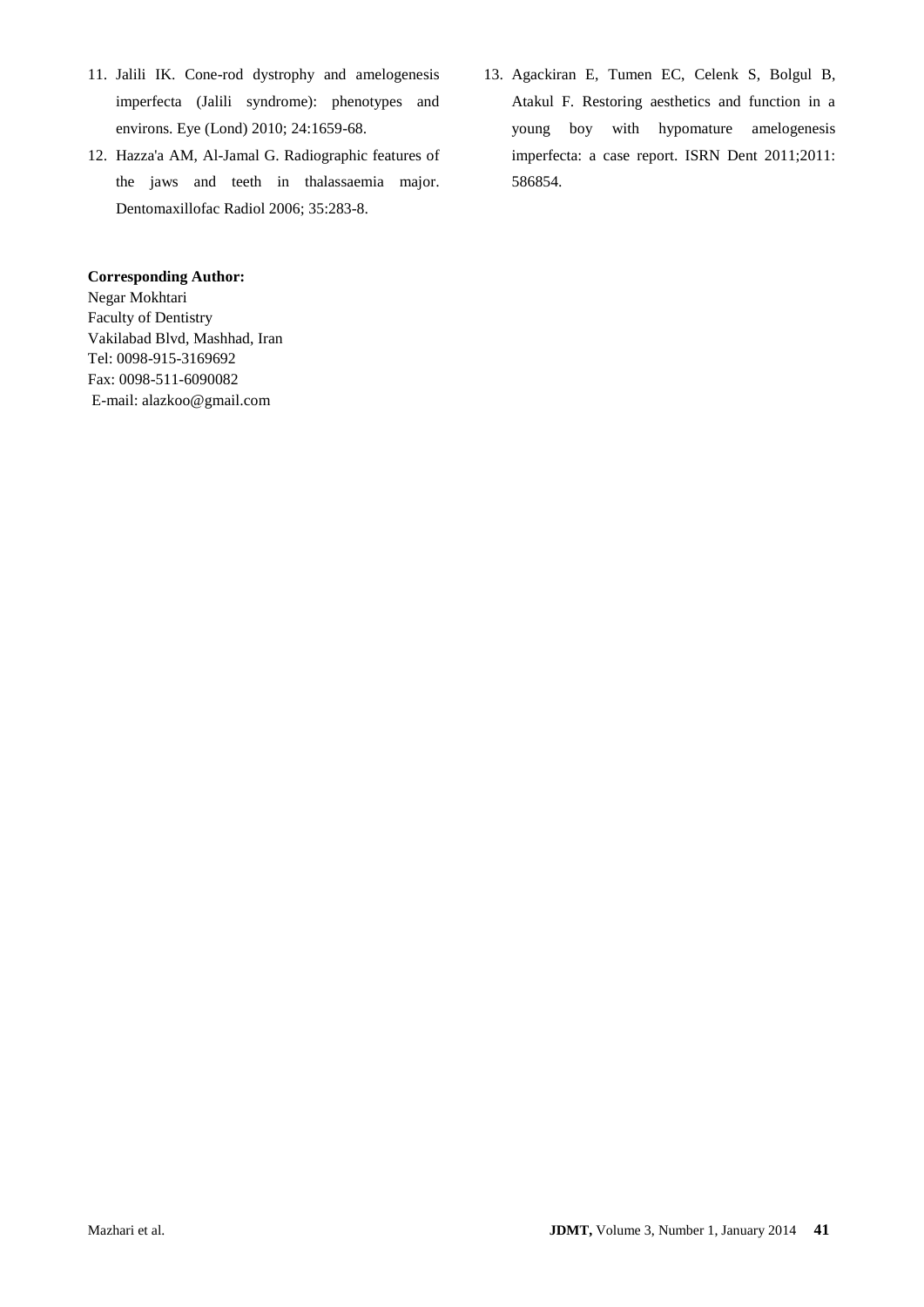11. Jalili IK. Cone-rod dystrophy and amelogenesis imperfecta (Jalili syndrome): phenotypes and environs. Eye (Lond) 2010; 24:1659-68.
12. Hazza'a AM, Al-Jamal G. Radiographic features of the jaws and teeth in thalassaemia major. Dentomaxillofac Radiol 2006; 35:283-8.
13. Agackiran E, Tumen EC, Celenk S, Bolgul B, Atakul F. Restoring aesthetics and function in a young boy with hypomature amelogenesis imperfecta: a case report. ISRN Dent 2011;2011: 586854.

**Corresponding Author:**
Negar Mokhtari
Faculty of Dentistry
Vakilabad Blvd, Mashhad, Iran
Tel: 0098-915-3169692
Fax: 0098-511-6090082
E-mail: alazkoo@gmail.com